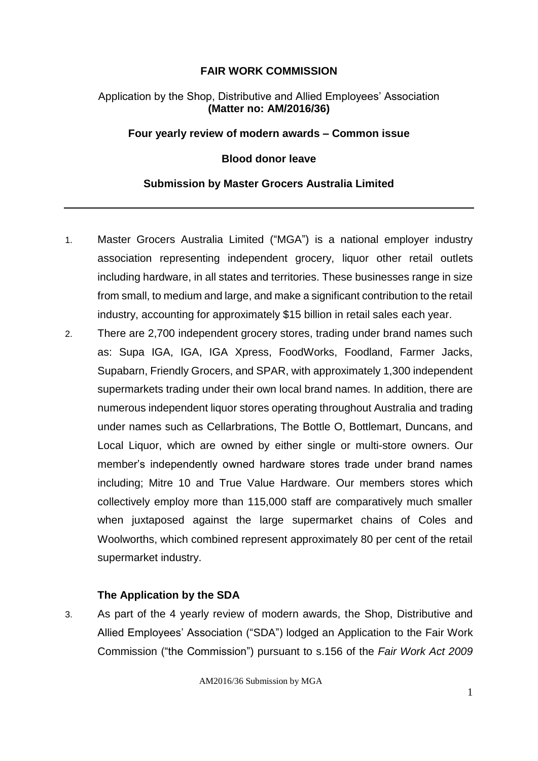**FAIR WORK COMMISSION**

Application by the Shop, Distributive and Allied Employees' Association
**(Matter no: AM/2016/36)**

**Four yearly review of modern awards – Common issue**

**Blood donor leave**

**Submission by Master Grocers Australia Limited**

---

1. Master Grocers Australia Limited ("MGA") is a national employer industry association representing independent grocery, liquor other retail outlets including hardware, in all states and territories. These businesses range in size from small, to medium and large, and make a significant contribution to the retail industry, accounting for approximately $15 billion in retail sales each year.
2. There are 2,700 independent grocery stores, trading under brand names such as: Supa IGA, IGA, IGA Xpress, FoodWorks, Foodland, Farmer Jacks, Supabarn, Friendly Grocers, and SPAR, with approximately 1,300 independent supermarkets trading under their own local brand names. In addition, there are numerous independent liquor stores operating throughout Australia and trading under names such as Cellarbrations, The Bottle O, Bottlemart, Duncans, and Local Liquor, which are owned by either single or multi-store owners. Our member's independently owned hardware stores trade under brand names including; Mitre 10 and True Value Hardware. Our members stores which collectively employ more than 115,000 staff are comparatively much smaller when juxtaposed against the large supermarket chains of Coles and Woolworths, which combined represent approximately 80 per cent of the retail supermarket industry.

**The Application by the SDA**

3. As part of the 4 yearly review of modern awards, the Shop, Distributive and Allied Employees' Association ("SDA") lodged an Application to the Fair Work Commission ("the Commission") pursuant to s.156 of the *Fair Work Act 2009*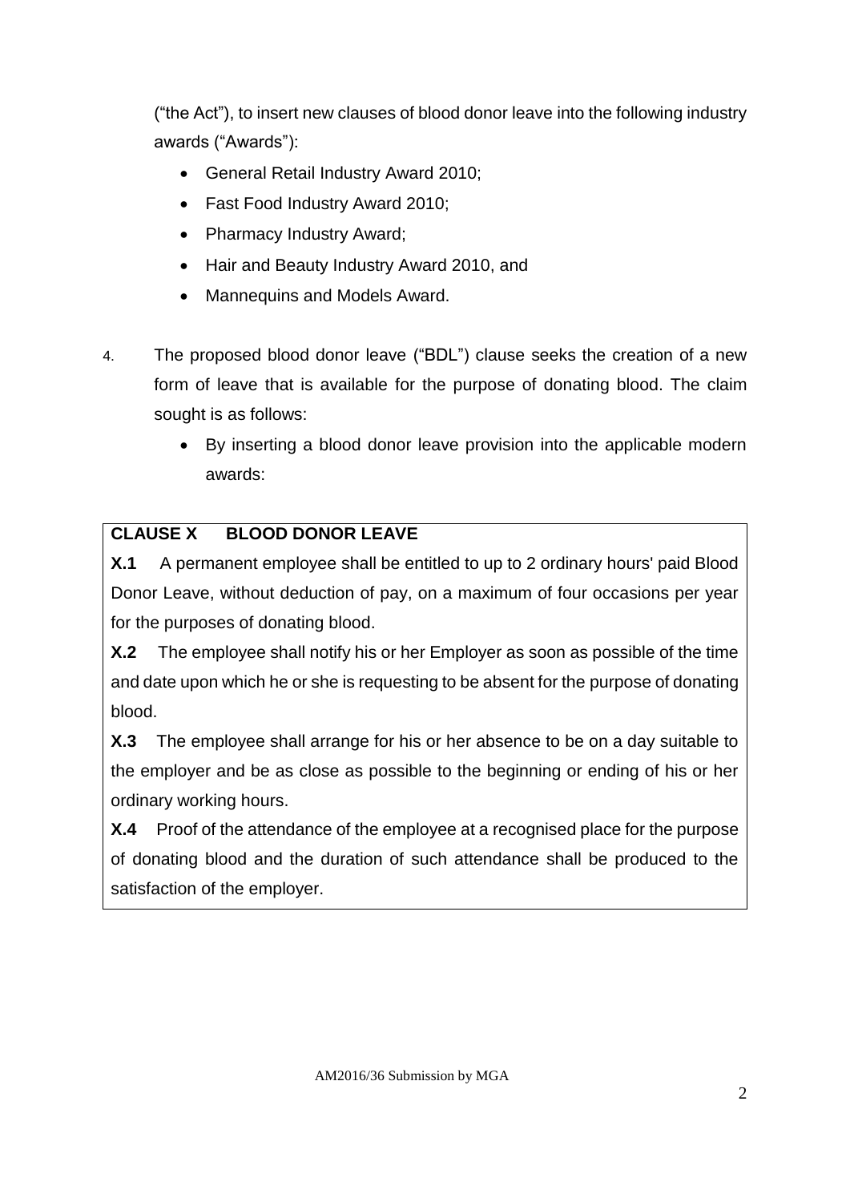("the Act"), to insert new clauses of blood donor leave into the following industry awards ("Awards"):

- General Retail Industry Award 2010;
- Fast Food Industry Award 2010;
- Pharmacy Industry Award;
- Hair and Beauty Industry Award 2010, and
- Mannequins and Models Award.

4. The proposed blood donor leave ("BDL") clause seeks the creation of a new form of leave that is available for the purpose of donating blood. The claim sought is as follows:

   - By inserting a blood donor leave provision into the applicable modern awards:

**CLAUSE X BLOOD DONOR LEAVE**

**X.1** A permanent employee shall be entitled to up to 2 ordinary hours' paid Blood Donor Leave, without deduction of pay, on a maximum of four occasions per year for the purposes of donating blood.

**X.2** The employee shall notify his or her Employer as soon as possible of the time and date upon which he or she is requesting to be absent for the purpose of donating blood.

**X.3** The employee shall arrange for his or her absence to be on a day suitable to the employer and be as close as possible to the beginning or ending of his or her ordinary working hours.

**X.4** Proof of the attendance of the employee at a recognised place for the purpose of donating blood and the duration of such attendance shall be produced to the satisfaction of the employer.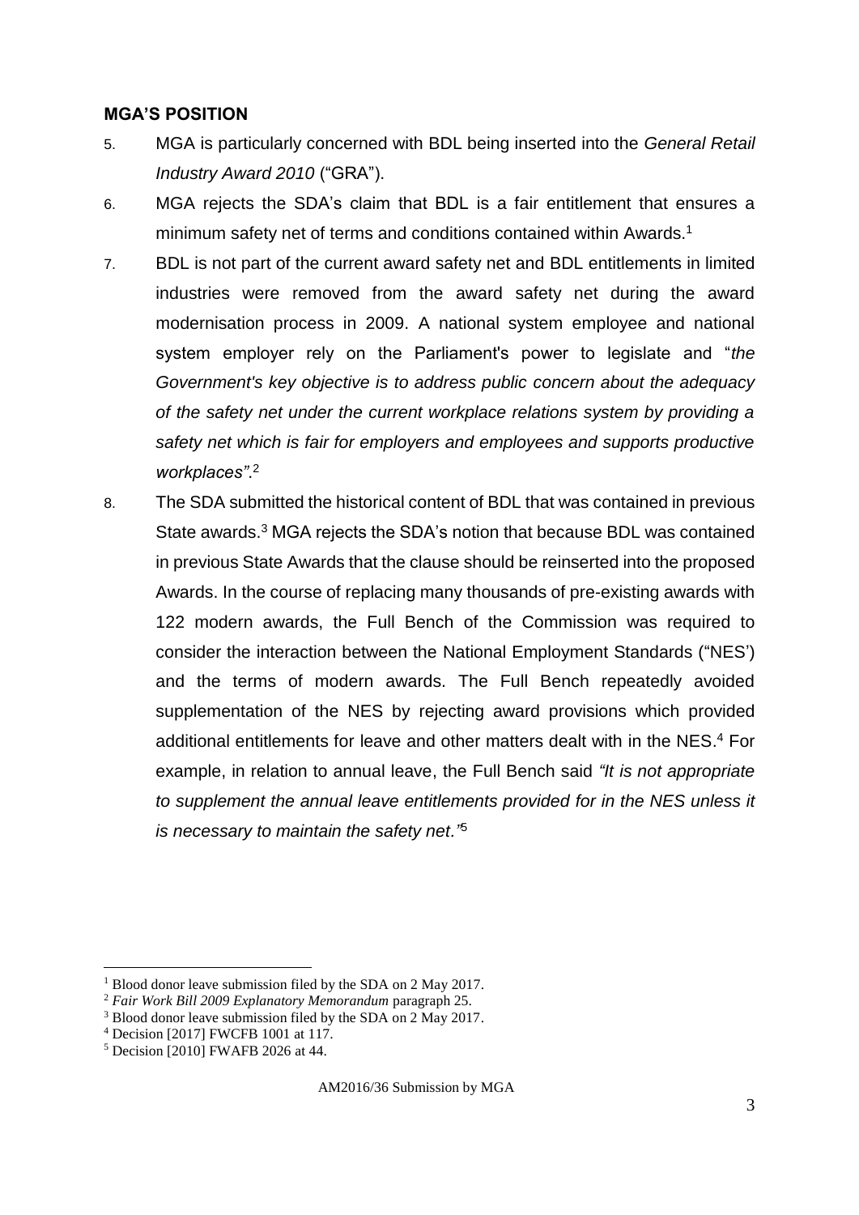## MGA'S POSITION

5. MGA is particularly concerned with BDL being inserted into the *General Retail Industry Award 2010* ("GRA").

6. MGA rejects the SDA's claim that BDL is a fair entitlement that ensures a minimum safety net of terms and conditions contained within Awards.[1]

7. BDL is not part of the current award safety net and BDL entitlements in limited industries were removed from the award safety net during the award modernisation process in 2009. A national system employee and national system employer rely on the Parliament's power to legislate and "*the Government's key objective is to address public concern about the adequacy of the safety net under the current workplace relations system by providing a safety net which is fair for employers and employees and supports productive workplaces"*.[2]

8. The SDA submitted the historical content of BDL that was contained in previous State awards.[3] MGA rejects the SDA's notion that because BDL was contained in previous State Awards that the clause should be reinserted into the proposed Awards. In the course of replacing many thousands of pre-existing awards with 122 modern awards, the Full Bench of the Commission was required to consider the interaction between the National Employment Standards ("NES') and the terms of modern awards. The Full Bench repeatedly avoided supplementation of the NES by rejecting award provisions which provided additional entitlements for leave and other matters dealt with in the NES.[4] For example, in relation to annual leave, the Full Bench said *"It is not appropriate to supplement the annual leave entitlements provided for in the NES unless it is necessary to maintain the safety net."*[5]

---

[1] Blood donor leave submission filed by the SDA on 2 May 2017.

[2] *Fair Work Bill 2009 Explanatory Memorandum* paragraph 25.

[3] Blood donor leave submission filed by the SDA on 2 May 2017.

[4] Decision [2017] FWCFB 1001 at 117.

[5] Decision [2010] FWAFB 2026 at 44.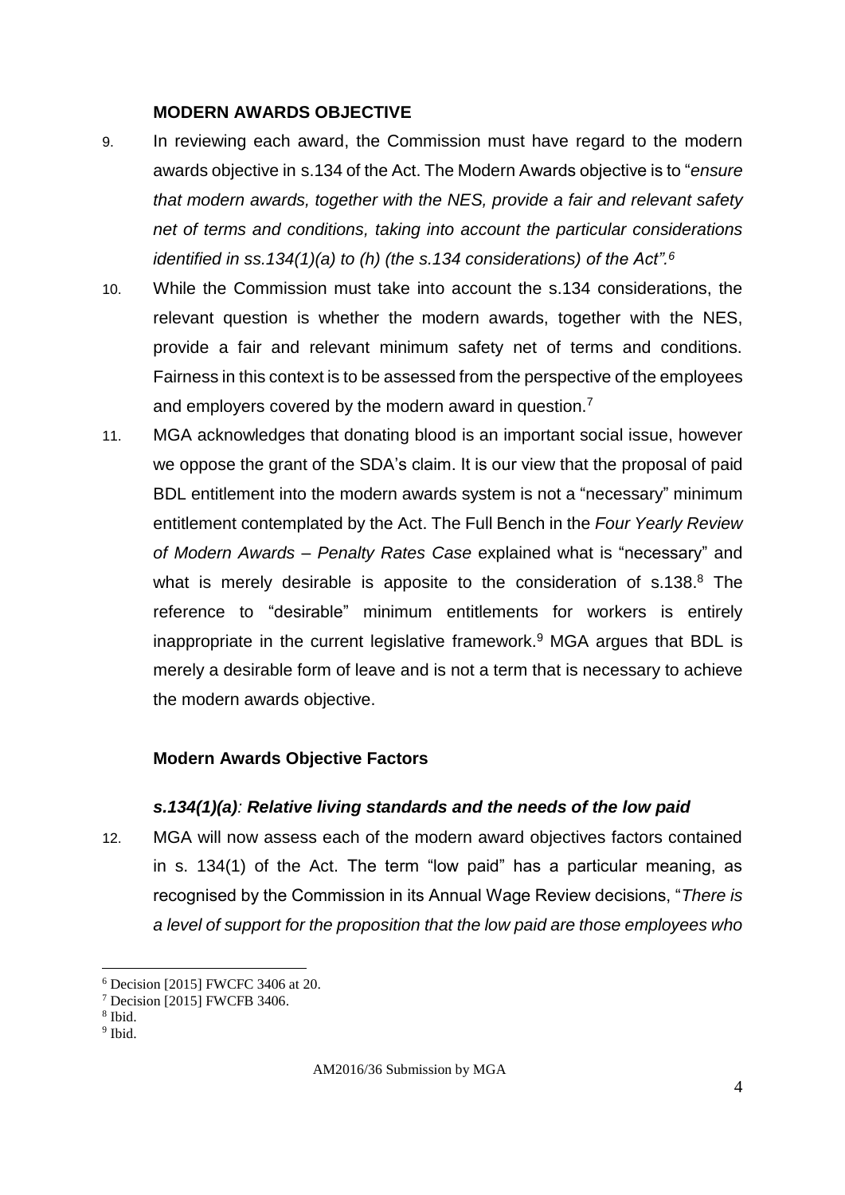### MODERN AWARDS OBJECTIVE

9. In reviewing each award, the Commission must have regard to the modern awards objective in s.134 of the Act. The Modern Awards objective is to "*ensure that modern awards, together with the NES, provide a fair and relevant safety net of terms and conditions, taking into account the particular considerations identified in ss.134(1)(a) to (h) (the s.134 considerations) of the Act".*[6]

10. While the Commission must take into account the s.134 considerations, the relevant question is whether the modern awards, together with the NES, provide a fair and relevant minimum safety net of terms and conditions. Fairness in this context is to be assessed from the perspective of the employees and employers covered by the modern award in question.[7]

11. MGA acknowledges that donating blood is an important social issue, however we oppose the grant of the SDA's claim. It is our view that the proposal of paid BDL entitlement into the modern awards system is not a "necessary" minimum entitlement contemplated by the Act. The Full Bench in the *Four Yearly Review of Modern Awards – Penalty Rates Case* explained what is "necessary" and what is merely desirable is apposite to the consideration of s.138.[8] The reference to "desirable" minimum entitlements for workers is entirely inappropriate in the current legislative framework.[9] MGA argues that BDL is merely a desirable form of leave and is not a term that is necessary to achieve the modern awards objective.

#### Modern Awards Objective Factors

##### *s.134(1)(a): Relative living standards and the needs of the low paid*

12. MGA will now assess each of the modern award objectives factors contained in s. 134(1) of the Act. The term "low paid" has a particular meaning, as recognised by the Commission in its Annual Wage Review decisions, "*There is a level of support for the proposition that the low paid are those employees who*

---

[6] Decision [2015] FWCFC 3406 at 20.
[7] Decision [2015] FWCFB 3406.
[8] Ibid.
[9] Ibid.

AM2016/36 Submission by MGA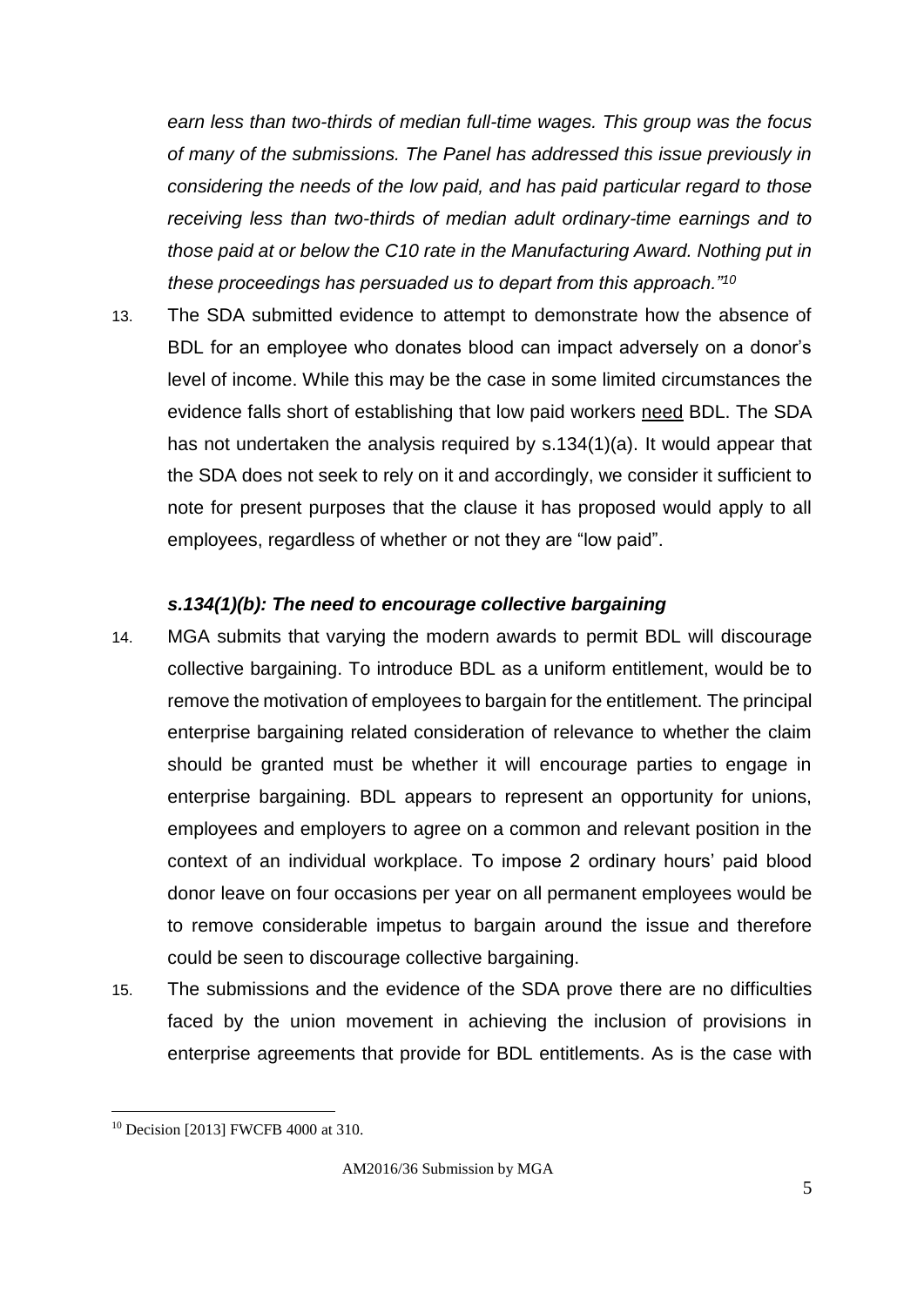*earn less than two-thirds of median full-time wages. This group was the focus of many of the submissions. The Panel has addressed this issue previously in considering the needs of the low paid, and has paid particular regard to those receiving less than two-thirds of median adult ordinary-time earnings and to those paid at or below the C10 rate in the Manufacturing Award. Nothing put in these proceedings has persuaded us to depart from this approach."*[10]

13. The SDA submitted evidence to attempt to demonstrate how the absence of BDL for an employee who donates blood can impact adversely on a donor's level of income. While this may be the case in some limited circumstances the evidence falls short of establishing that low paid workers <u>need</u> BDL. The SDA has not undertaken the analysis required by s.134(1)(a). It would appear that the SDA does not seek to rely on it and accordingly, we consider it sufficient to note for present purposes that the clause it has proposed would apply to all employees, regardless of whether or not they are "low paid".

### *s.134(1)(b): The need to encourage collective bargaining*

14. MGA submits that varying the modern awards to permit BDL will discourage collective bargaining. To introduce BDL as a uniform entitlement, would be to remove the motivation of employees to bargain for the entitlement. The principal enterprise bargaining related consideration of relevance to whether the claim should be granted must be whether it will encourage parties to engage in enterprise bargaining. BDL appears to represent an opportunity for unions, employees and employers to agree on a common and relevant position in the context of an individual workplace. To impose 2 ordinary hours' paid blood donor leave on four occasions per year on all permanent employees would be to remove considerable impetus to bargain around the issue and therefore could be seen to discourage collective bargaining.

15. The submissions and the evidence of the SDA prove there are no difficulties faced by the union movement in achieving the inclusion of provisions in enterprise agreements that provide for BDL entitlements. As is the case with

---

[10] Decision [2013] FWCFB 4000 at 310.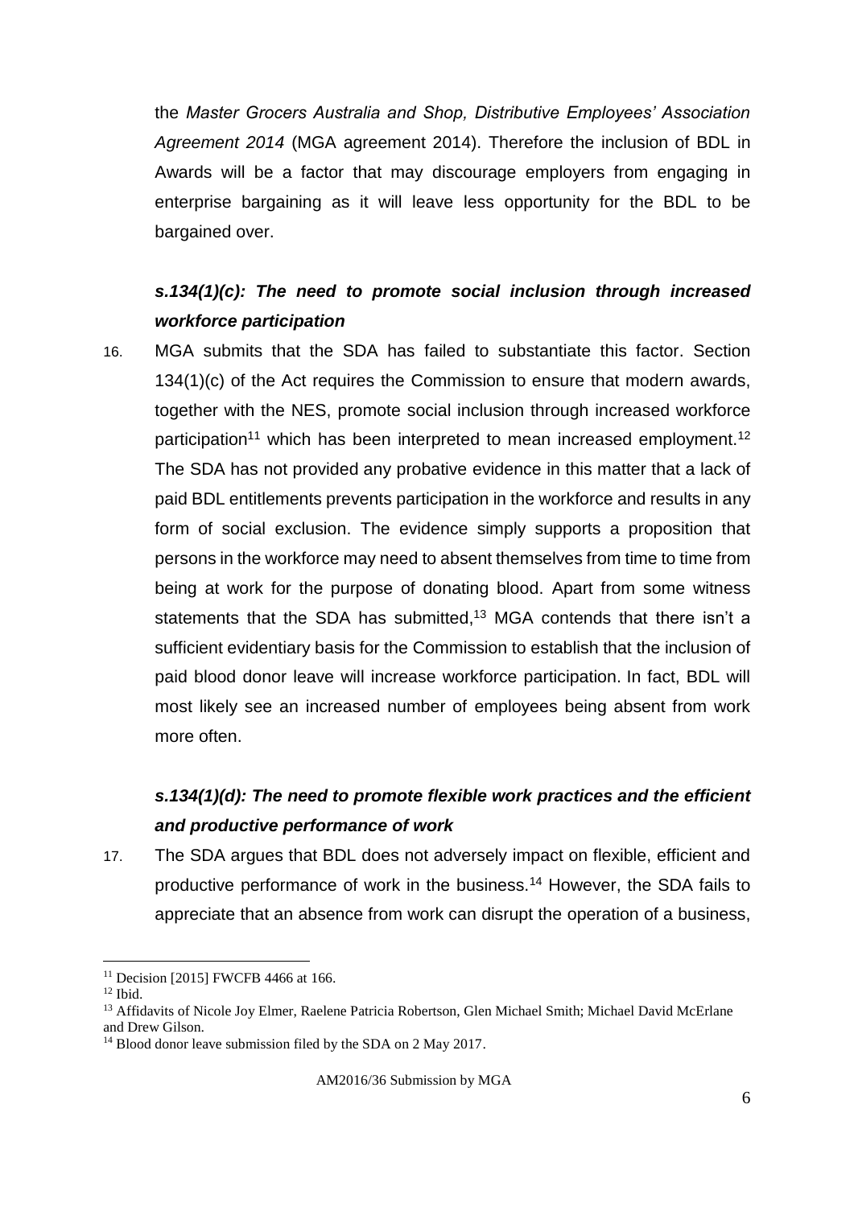the *Master Grocers Australia and Shop, Distributive Employees' Association Agreement 2014* (MGA agreement 2014). Therefore the inclusion of BDL in Awards will be a factor that may discourage employers from engaging in enterprise bargaining as it will leave less opportunity for the BDL to be bargained over.

### *s.134(1)(c): The need to promote social inclusion through increased workforce participation*

16. MGA submits that the SDA has failed to substantiate this factor. Section 134(1)(c) of the Act requires the Commission to ensure that modern awards, together with the NES, promote social inclusion through increased workforce participation[11] which has been interpreted to mean increased employment.[12] The SDA has not provided any probative evidence in this matter that a lack of paid BDL entitlements prevents participation in the workforce and results in any form of social exclusion. The evidence simply supports a proposition that persons in the workforce may need to absent themselves from time to time from being at work for the purpose of donating blood. Apart from some witness statements that the SDA has submitted,[13] MGA contends that there isn't a sufficient evidentiary basis for the Commission to establish that the inclusion of paid blood donor leave will increase workforce participation. In fact, BDL will most likely see an increased number of employees being absent from work more often.

### *s.134(1)(d): The need to promote flexible work practices and the efficient and productive performance of work*

17. The SDA argues that BDL does not adversely impact on flexible, efficient and productive performance of work in the business.[14] However, the SDA fails to appreciate that an absence from work can disrupt the operation of a business,

---

[11] Decision [2015] FWCFB 4466 at 166.

[12] Ibid.

[13] Affidavits of Nicole Joy Elmer, Raelene Patricia Robertson, Glen Michael Smith; Michael David McErlane and Drew Gilson.

[14] Blood donor leave submission filed by the SDA on 2 May 2017.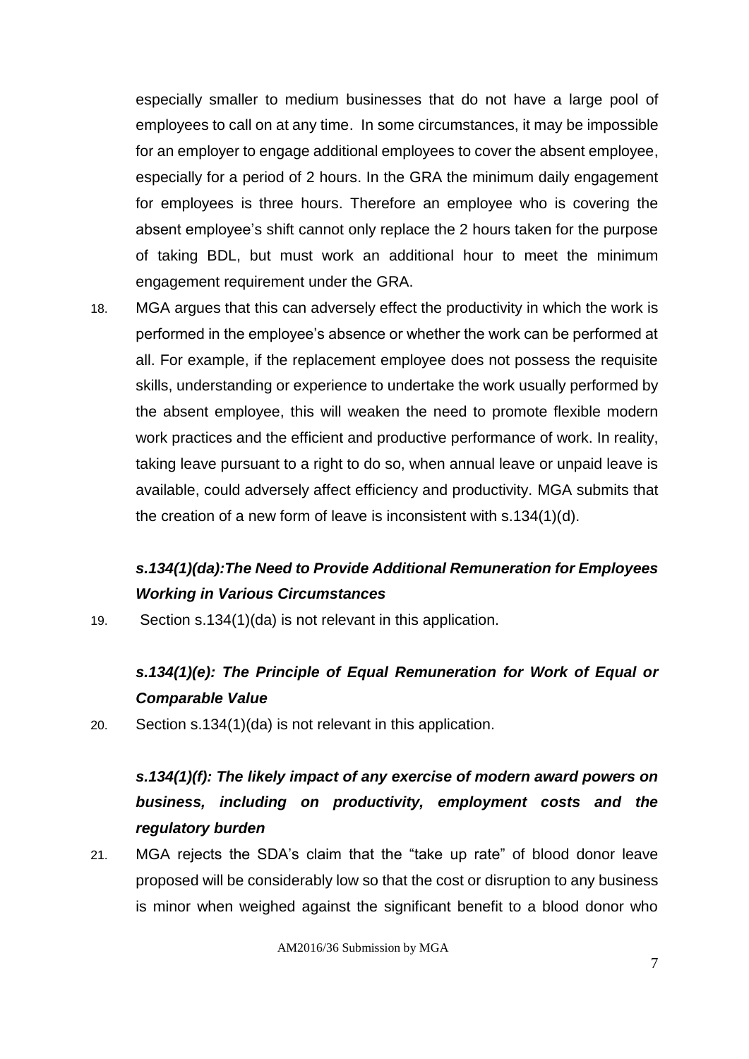especially smaller to medium businesses that do not have a large pool of employees to call on at any time. In some circumstances, it may be impossible for an employer to engage additional employees to cover the absent employee, especially for a period of 2 hours. In the GRA the minimum daily engagement for employees is three hours. Therefore an employee who is covering the absent employee's shift cannot only replace the 2 hours taken for the purpose of taking BDL, but must work an additional hour to meet the minimum engagement requirement under the GRA.

18. MGA argues that this can adversely effect the productivity in which the work is performed in the employee's absence or whether the work can be performed at all. For example, if the replacement employee does not possess the requisite skills, understanding or experience to undertake the work usually performed by the absent employee, this will weaken the need to promote flexible modern work practices and the efficient and productive performance of work. In reality, taking leave pursuant to a right to do so, when annual leave or unpaid leave is available, could adversely affect efficiency and productivity. MGA submits that the creation of a new form of leave is inconsistent with s.134(1)(d).

### *s.134(1)(da):The Need to Provide Additional Remuneration for Employees Working in Various Circumstances*

19. Section s.134(1)(da) is not relevant in this application.

### *s.134(1)(e): The Principle of Equal Remuneration for Work of Equal or Comparable Value*

20. Section s.134(1)(da) is not relevant in this application.

### *s.134(1)(f): The likely impact of any exercise of modern award powers on business, including on productivity, employment costs and the regulatory burden*

21. MGA rejects the SDA's claim that the "take up rate" of blood donor leave proposed will be considerably low so that the cost or disruption to any business is minor when weighed against the significant benefit to a blood donor who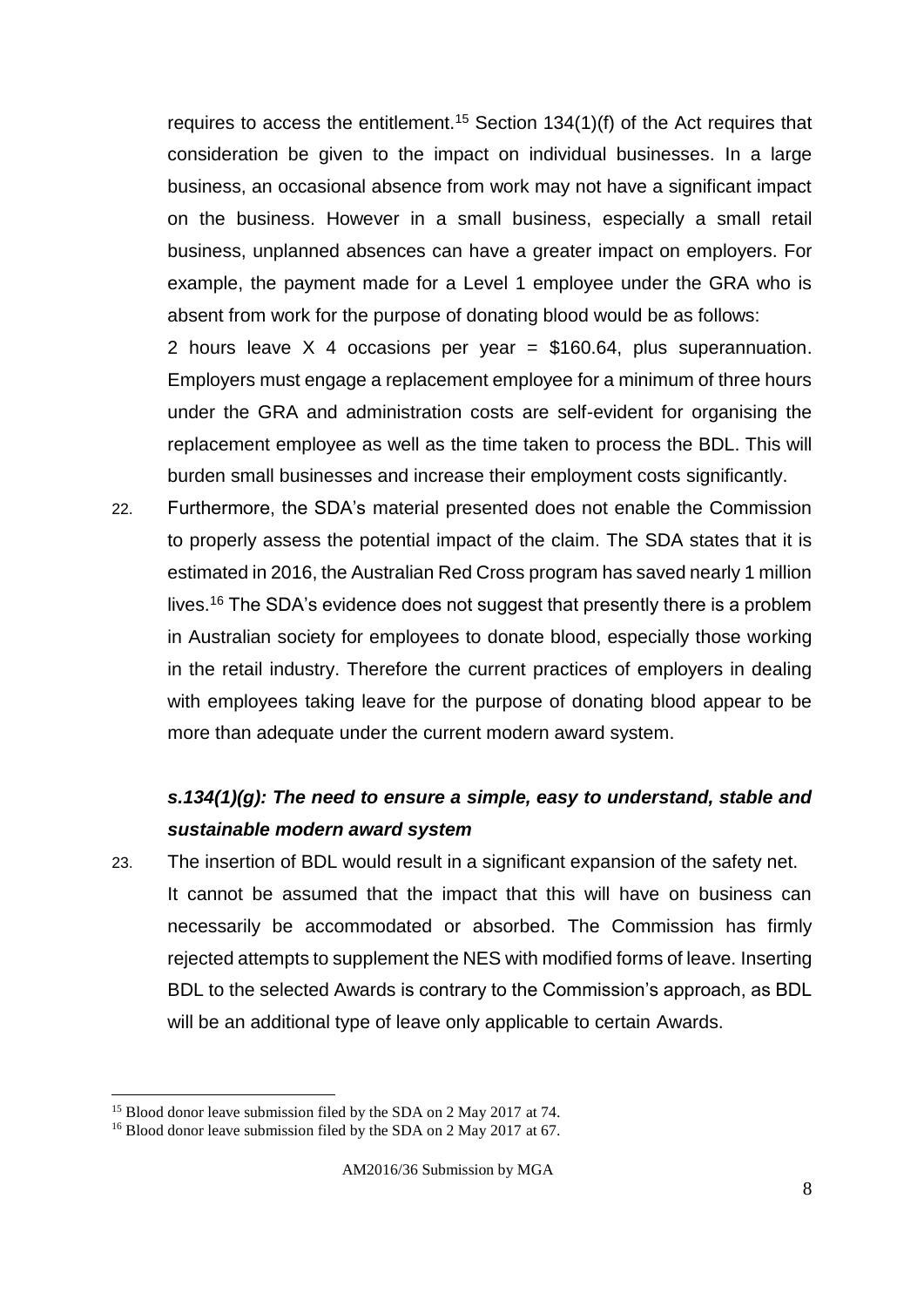requires to access the entitlement.[15] Section 134(1)(f) of the Act requires that consideration be given to the impact on individual businesses. In a large business, an occasional absence from work may not have a significant impact on the business. However in a small business, especially a small retail business, unplanned absences can have a greater impact on employers. For example, the payment made for a Level 1 employee under the GRA who is absent from work for the purpose of donating blood would be as follows:

2 hours leave X 4 occasions per year = $160.64, plus superannuation. Employers must engage a replacement employee for a minimum of three hours under the GRA and administration costs are self-evident for organising the replacement employee as well as the time taken to process the BDL. This will burden small businesses and increase their employment costs significantly.

22. Furthermore, the SDA's material presented does not enable the Commission to properly assess the potential impact of the claim. The SDA states that it is estimated in 2016, the Australian Red Cross program has saved nearly 1 million lives.[16] The SDA's evidence does not suggest that presently there is a problem in Australian society for employees to donate blood, especially those working in the retail industry. Therefore the current practices of employers in dealing with employees taking leave for the purpose of donating blood appear to be more than adequate under the current modern award system.

### *s.134(1)(g): The need to ensure a simple, easy to understand, stable and sustainable modern award system*

23. The insertion of BDL would result in a significant expansion of the safety net. It cannot be assumed that the impact that this will have on business can necessarily be accommodated or absorbed. The Commission has firmly rejected attempts to supplement the NES with modified forms of leave. Inserting BDL to the selected Awards is contrary to the Commission's approach, as BDL will be an additional type of leave only applicable to certain Awards.

---

[15] Blood donor leave submission filed by the SDA on 2 May 2017 at 74.

[16] Blood donor leave submission filed by the SDA on 2 May 2017 at 67.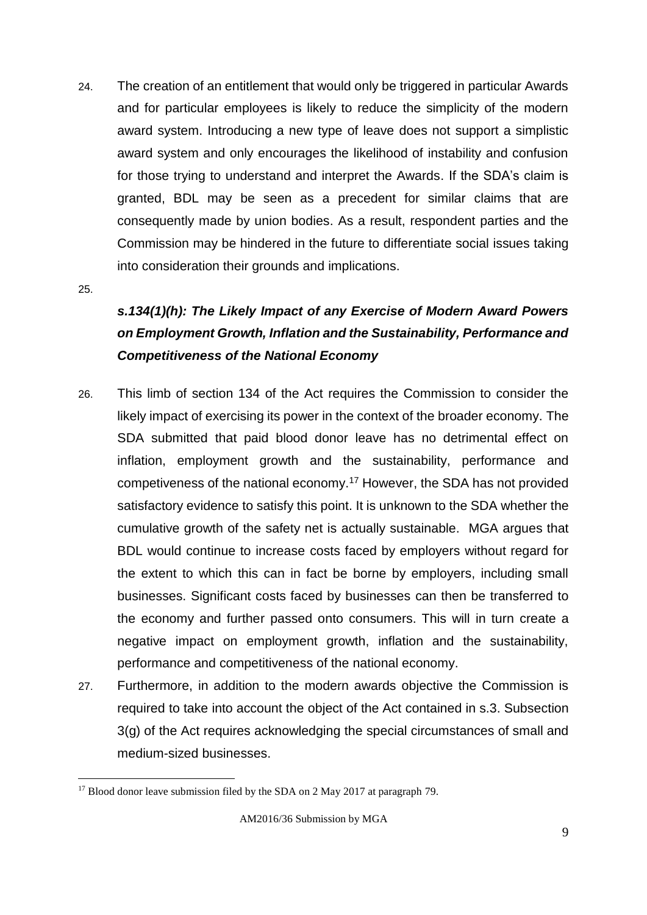24. The creation of an entitlement that would only be triggered in particular Awards and for particular employees is likely to reduce the simplicity of the modern award system. Introducing a new type of leave does not support a simplistic award system and only encourages the likelihood of instability and confusion for those trying to understand and interpret the Awards. If the SDA's claim is granted, BDL may be seen as a precedent for similar claims that are consequently made by union bodies. As a result, respondent parties and the Commission may be hindered in the future to differentiate social issues taking into consideration their grounds and implications.

25.

### *s.134(1)(h): The Likely Impact of any Exercise of Modern Award Powers on Employment Growth, Inflation and the Sustainability, Performance and Competitiveness of the National Economy*

26. This limb of section 134 of the Act requires the Commission to consider the likely impact of exercising its power in the context of the broader economy. The SDA submitted that paid blood donor leave has no detrimental effect on inflation, employment growth and the sustainability, performance and competiveness of the national economy.[17] However, the SDA has not provided satisfactory evidence to satisfy this point. It is unknown to the SDA whether the cumulative growth of the safety net is actually sustainable. MGA argues that BDL would continue to increase costs faced by employers without regard for the extent to which this can in fact be borne by employers, including small businesses. Significant costs faced by businesses can then be transferred to the economy and further passed onto consumers. This will in turn create a negative impact on employment growth, inflation and the sustainability, performance and competitiveness of the national economy.

27. Furthermore, in addition to the modern awards objective the Commission is required to take into account the object of the Act contained in s.3. Subsection 3(g) of the Act requires acknowledging the special circumstances of small and medium-sized businesses.

---

[17] Blood donor leave submission filed by the SDA on 2 May 2017 at paragraph 79.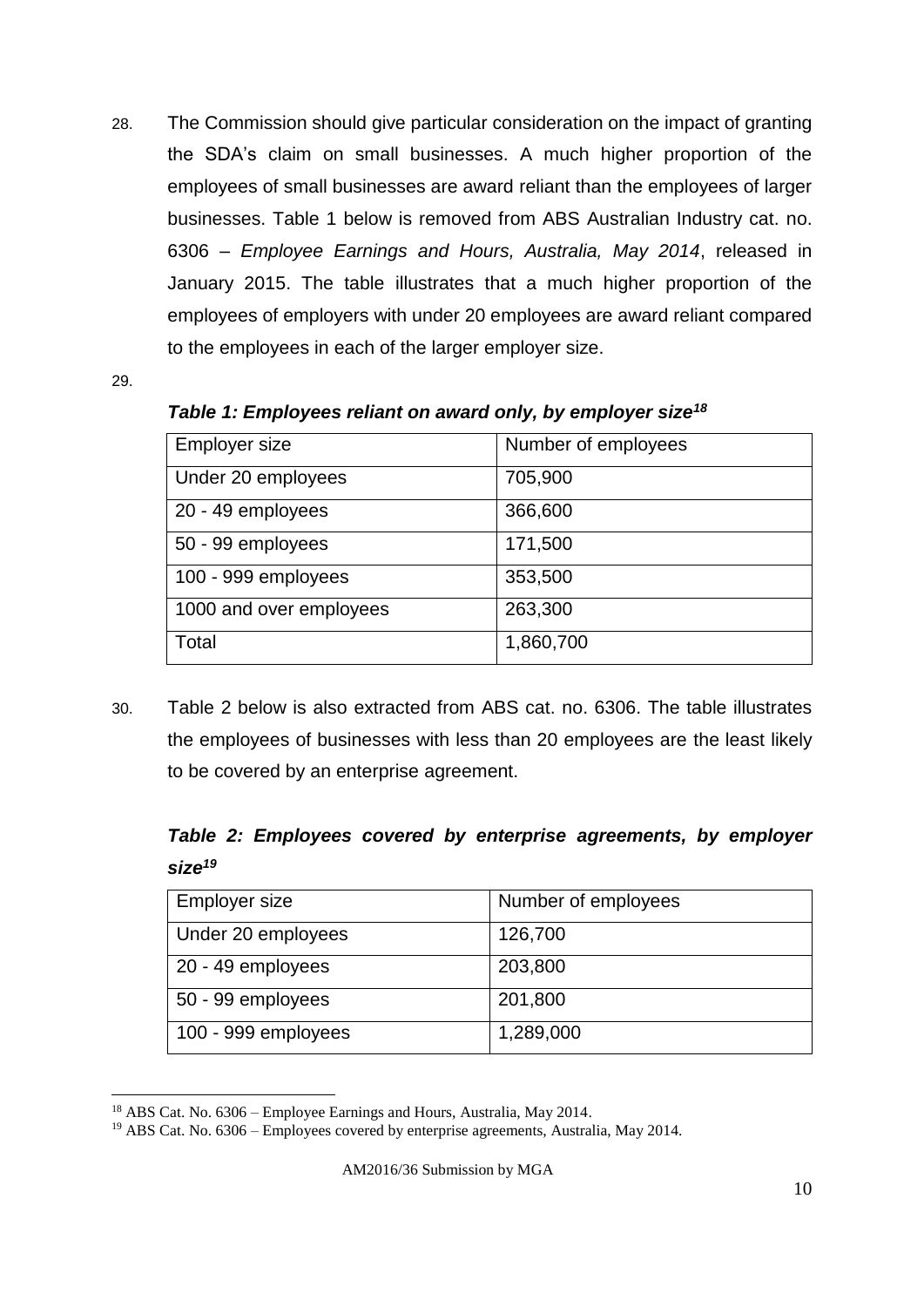28. The Commission should give particular consideration on the impact of granting the SDA's claim on small businesses. A much higher proportion of the employees of small businesses are award reliant than the employees of larger businesses. Table 1 below is removed from ABS Australian Industry cat. no. 6306 – *Employee Earnings and Hours, Australia, May 2014*, released in January 2015. The table illustrates that a much higher proportion of the employees of employers with under 20 employees are award reliant compared to the employees in each of the larger employer size.

29.

***Table 1: Employees reliant on award only, by employer size***[18]

| Employer size | Number of employees |
| --- | --- |
| Under 20 employees | 705,900 |
| 20 - 49 employees | 366,600 |
| 50 - 99 employees | 171,500 |
| 100 - 999 employees | 353,500 |
| 1000 and over employees | 263,300 |
| Total | 1,860,700 |

30. Table 2 below is also extracted from ABS cat. no. 6306. The table illustrates the employees of businesses with less than 20 employees are the least likely to be covered by an enterprise agreement.

***Table 2: Employees covered by enterprise agreements, by employer size***[19]

| Employer size | Number of employees |
| --- | --- |
| Under 20 employees | 126,700 |
| 20 - 49 employees | 203,800 |
| 50 - 99 employees | 201,800 |
| 100 - 999 employees | 1,289,000 |

[18] ABS Cat. No. 6306 – Employee Earnings and Hours, Australia, May 2014.

[19] ABS Cat. No. 6306 – Employees covered by enterprise agreements, Australia, May 2014.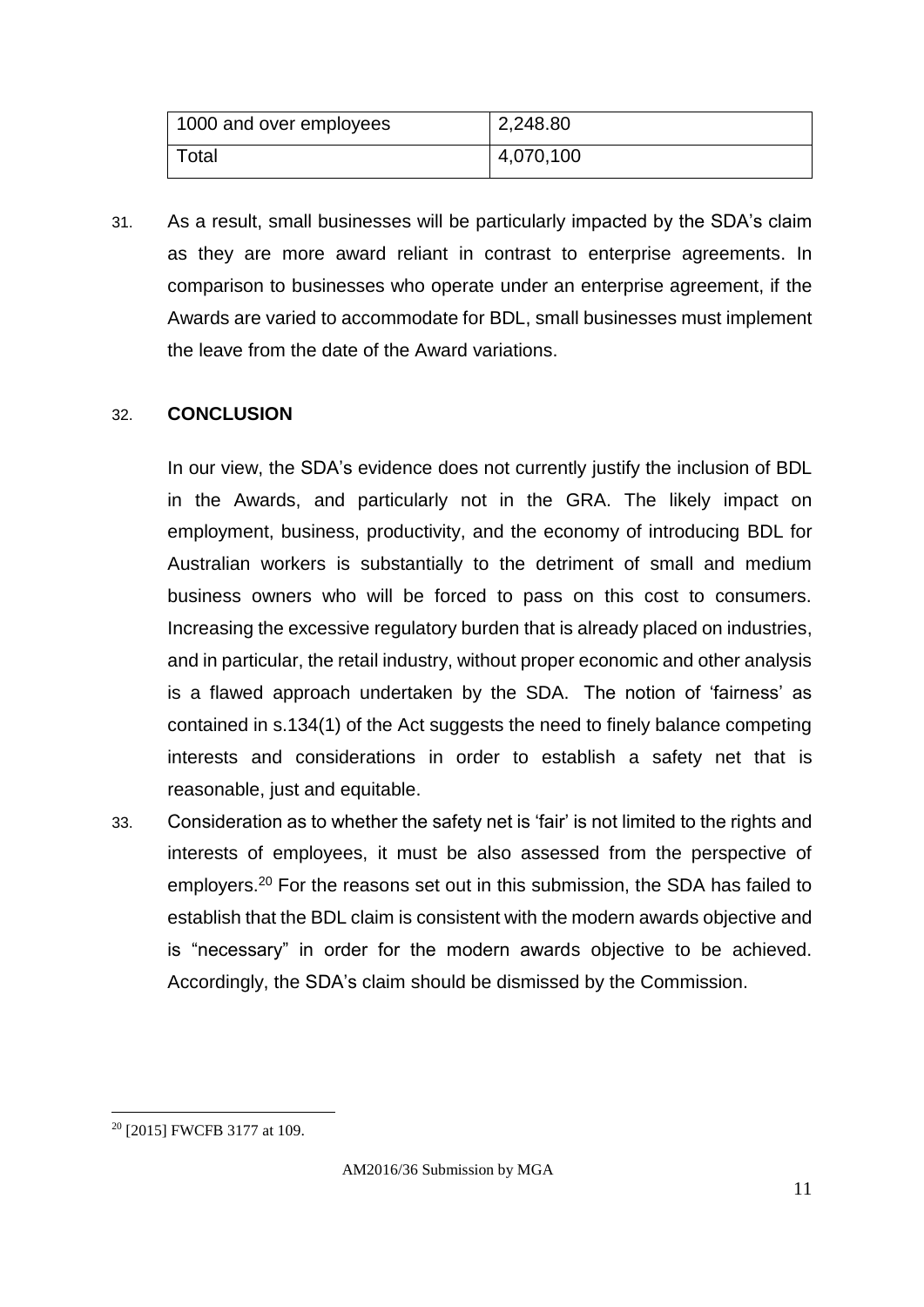| | |
|---|---|
| 1000 and over employees | 2,248.80 |
| Total | 4,070,100 |

31. As a result, small businesses will be particularly impacted by the SDA's claim as they are more award reliant in contrast to enterprise agreements. In comparison to businesses who operate under an enterprise agreement, if the Awards are varied to accommodate for BDL, small businesses must implement the leave from the date of the Award variations.

32. **CONCLUSION**

In our view, the SDA's evidence does not currently justify the inclusion of BDL in the Awards, and particularly not in the GRA. The likely impact on employment, business, productivity, and the economy of introducing BDL for Australian workers is substantially to the detriment of small and medium business owners who will be forced to pass on this cost to consumers. Increasing the excessive regulatory burden that is already placed on industries, and in particular, the retail industry, without proper economic and other analysis is a flawed approach undertaken by the SDA. The notion of 'fairness' as contained in s.134(1) of the Act suggests the need to finely balance competing interests and considerations in order to establish a safety net that is reasonable, just and equitable.

33. Consideration as to whether the safety net is 'fair' is not limited to the rights and interests of employees, it must be also assessed from the perspective of employers.[20] For the reasons set out in this submission, the SDA has failed to establish that the BDL claim is consistent with the modern awards objective and is "necessary" in order for the modern awards objective to be achieved. Accordingly, the SDA's claim should be dismissed by the Commission.

[20] [2015] FWCFB 3177 at 109.

AM2016/36 Submission by MGA